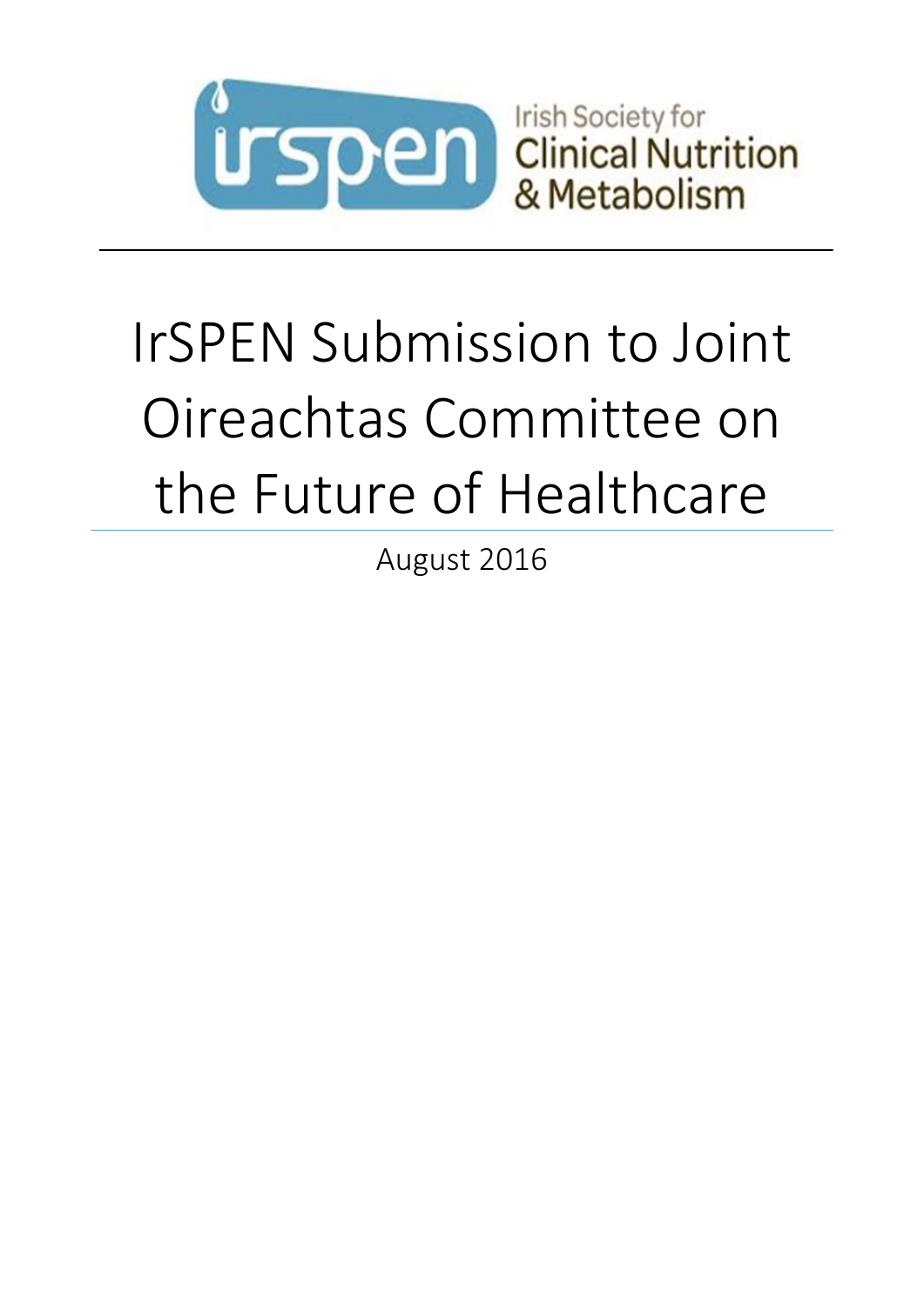Irish Society for Clinical Nutrition & Metabolism

# IrSPEN Submission to Joint Oireachtas Committee on the Future of Healthcare

August 2016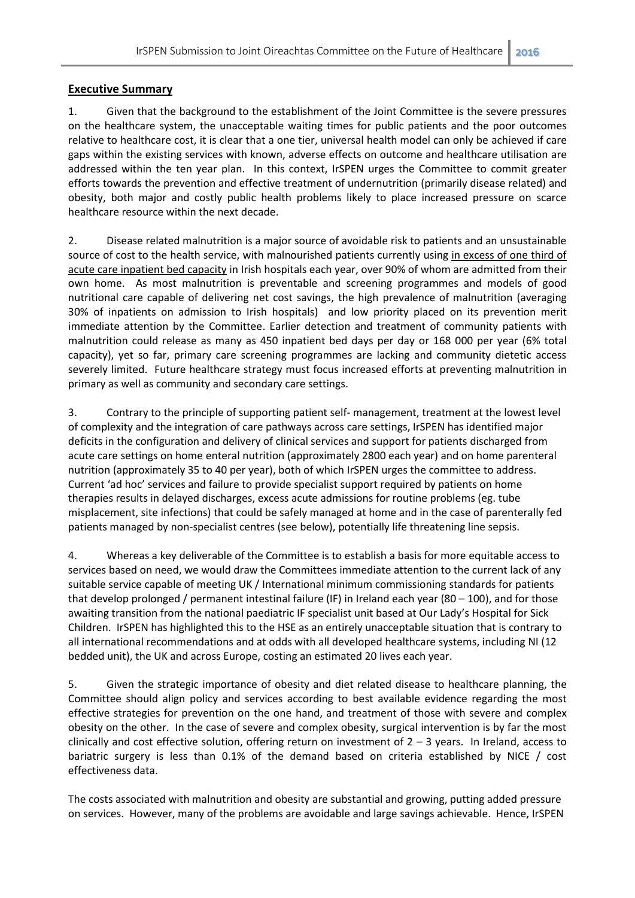## **Executive Summary**

1. Given that the background to the establishment of the Joint Committee is the severe pressures on the healthcare system, the unacceptable waiting times for public patients and the poor outcomes relative to healthcare cost, it is clear that a one tier, universal health model can only be achieved if care gaps within the existing services with known, adverse effects on outcome and healthcare utilisation are addressed within the ten year plan. In this context, IrSPEN urges the Committee to commit greater efforts towards the prevention and effective treatment of undernutrition (primarily disease related) and obesity, both major and costly public health problems likely to place increased pressure on scarce healthcare resource within the next decade.

2. Disease related malnutrition is a major source of avoidable risk to patients and an unsustainable source of cost to the health service, with malnourished patients currently using <u>in excess of one third of acute care inpatient bed capacity</u> in Irish hospitals each year, over 90% of whom are admitted from their own home. As most malnutrition is preventable and screening programmes and models of good nutritional care capable of delivering net cost savings, the high prevalence of malnutrition (averaging 30% of inpatients on admission to Irish hospitals) and low priority placed on its prevention merit immediate attention by the Committee. Earlier detection and treatment of community patients with malnutrition could release as many as 450 inpatient bed days per day or 168 000 per year (6% total capacity), yet so far, primary care screening programmes are lacking and community dietetic access severely limited. Future healthcare strategy must focus increased efforts at preventing malnutrition in primary as well as community and secondary care settings.

3. Contrary to the principle of supporting patient self- management, treatment at the lowest level of complexity and the integration of care pathways across care settings, IrSPEN has identified major deficits in the configuration and delivery of clinical services and support for patients discharged from acute care settings on home enteral nutrition (approximately 2800 each year) and on home parenteral nutrition (approximately 35 to 40 per year), both of which IrSPEN urges the committee to address. Current 'ad hoc' services and failure to provide specialist support required by patients on home therapies results in delayed discharges, excess acute admissions for routine problems (eg. tube misplacement, site infections) that could be safely managed at home and in the case of parenterally fed patients managed by non-specialist centres (see below), potentially life threatening line sepsis.

4. Whereas a key deliverable of the Committee is to establish a basis for more equitable access to services based on need, we would draw the Committees immediate attention to the current lack of any suitable service capable of meeting UK / International minimum commissioning standards for patients that develop prolonged / permanent intestinal failure (IF) in Ireland each year (80 – 100), and for those awaiting transition from the national paediatric IF specialist unit based at Our Lady's Hospital for Sick Children. IrSPEN has highlighted this to the HSE as an entirely unacceptable situation that is contrary to all international recommendations and at odds with all developed healthcare systems, including NI (12 bedded unit), the UK and across Europe, costing an estimated 20 lives each year.

5. Given the strategic importance of obesity and diet related disease to healthcare planning, the Committee should align policy and services according to best available evidence regarding the most effective strategies for prevention on the one hand, and treatment of those with severe and complex obesity on the other. In the case of severe and complex obesity, surgical intervention is by far the most clinically and cost effective solution, offering return on investment of 2 – 3 years. In Ireland, access to bariatric surgery is less than 0.1% of the demand based on criteria established by NICE / cost effectiveness data.

The costs associated with malnutrition and obesity are substantial and growing, putting added pressure on services. However, many of the problems are avoidable and large savings achievable. Hence, IrSPEN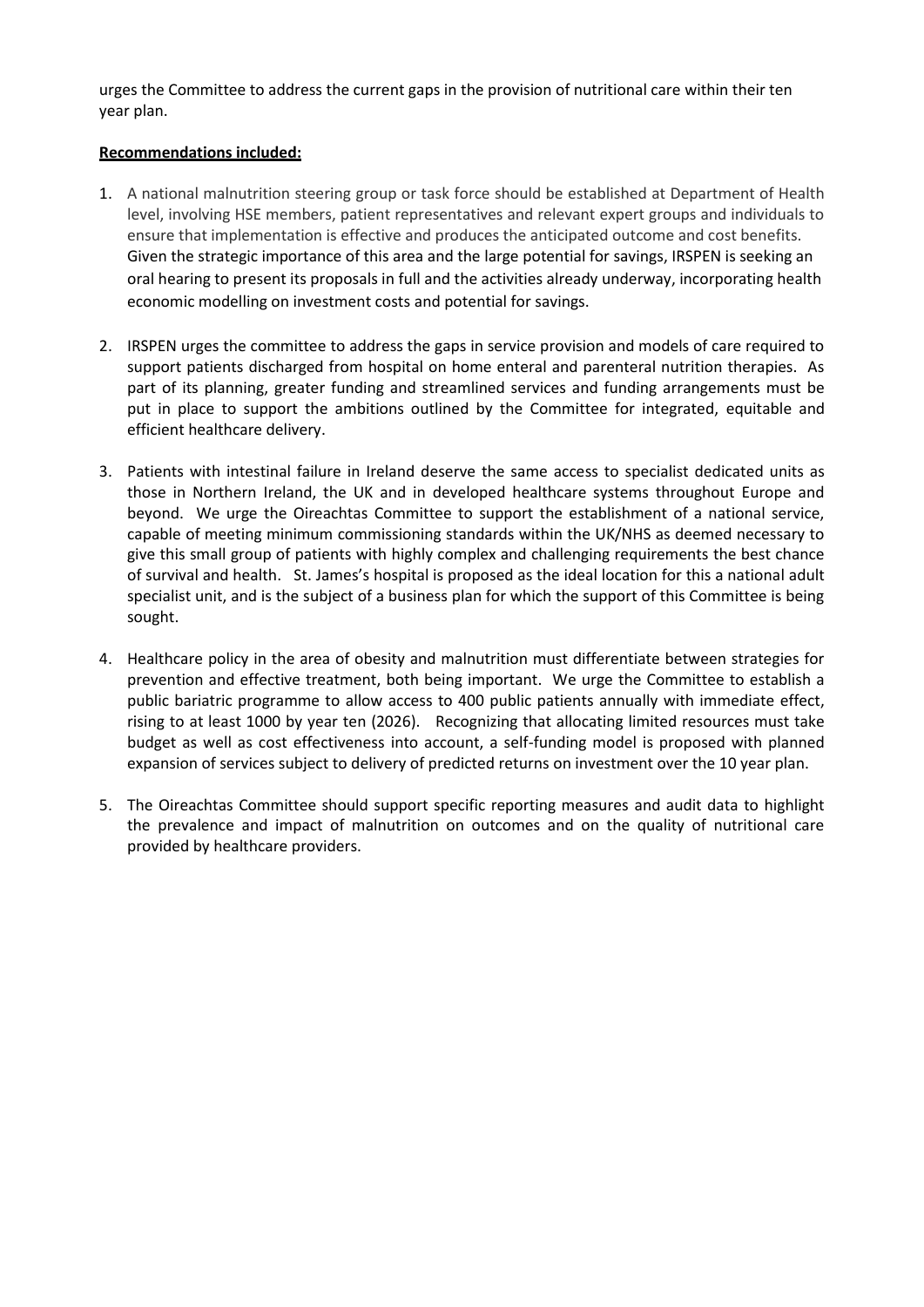urges the Committee to address the current gaps in the provision of nutritional care within their ten year plan.

**Recommendations included:**

1. A national malnutrition steering group or task force should be established at Department of Health level, involving HSE members, patient representatives and relevant expert groups and individuals to ensure that implementation is effective and produces the anticipated outcome and cost benefits. Given the strategic importance of this area and the large potential for savings, IRSPEN is seeking an oral hearing to present its proposals in full and the activities already underway, incorporating health economic modelling on investment costs and potential for savings.

2. IRSPEN urges the committee to address the gaps in service provision and models of care required to support patients discharged from hospital on home enteral and parenteral nutrition therapies. As part of its planning, greater funding and streamlined services and funding arrangements must be put in place to support the ambitions outlined by the Committee for integrated, equitable and efficient healthcare delivery.

3. Patients with intestinal failure in Ireland deserve the same access to specialist dedicated units as those in Northern Ireland, the UK and in developed healthcare systems throughout Europe and beyond. We urge the Oireachtas Committee to support the establishment of a national service, capable of meeting minimum commissioning standards within the UK/NHS as deemed necessary to give this small group of patients with highly complex and challenging requirements the best chance of survival and health. St. James's hospital is proposed as the ideal location for this a national adult specialist unit, and is the subject of a business plan for which the support of this Committee is being sought.

4. Healthcare policy in the area of obesity and malnutrition must differentiate between strategies for prevention and effective treatment, both being important. We urge the Committee to establish a public bariatric programme to allow access to 400 public patients annually with immediate effect, rising to at least 1000 by year ten (2026). Recognizing that allocating limited resources must take budget as well as cost effectiveness into account, a self-funding model is proposed with planned expansion of services subject to delivery of predicted returns on investment over the 10 year plan.

5. The Oireachtas Committee should support specific reporting measures and audit data to highlight the prevalence and impact of malnutrition on outcomes and on the quality of nutritional care provided by healthcare providers.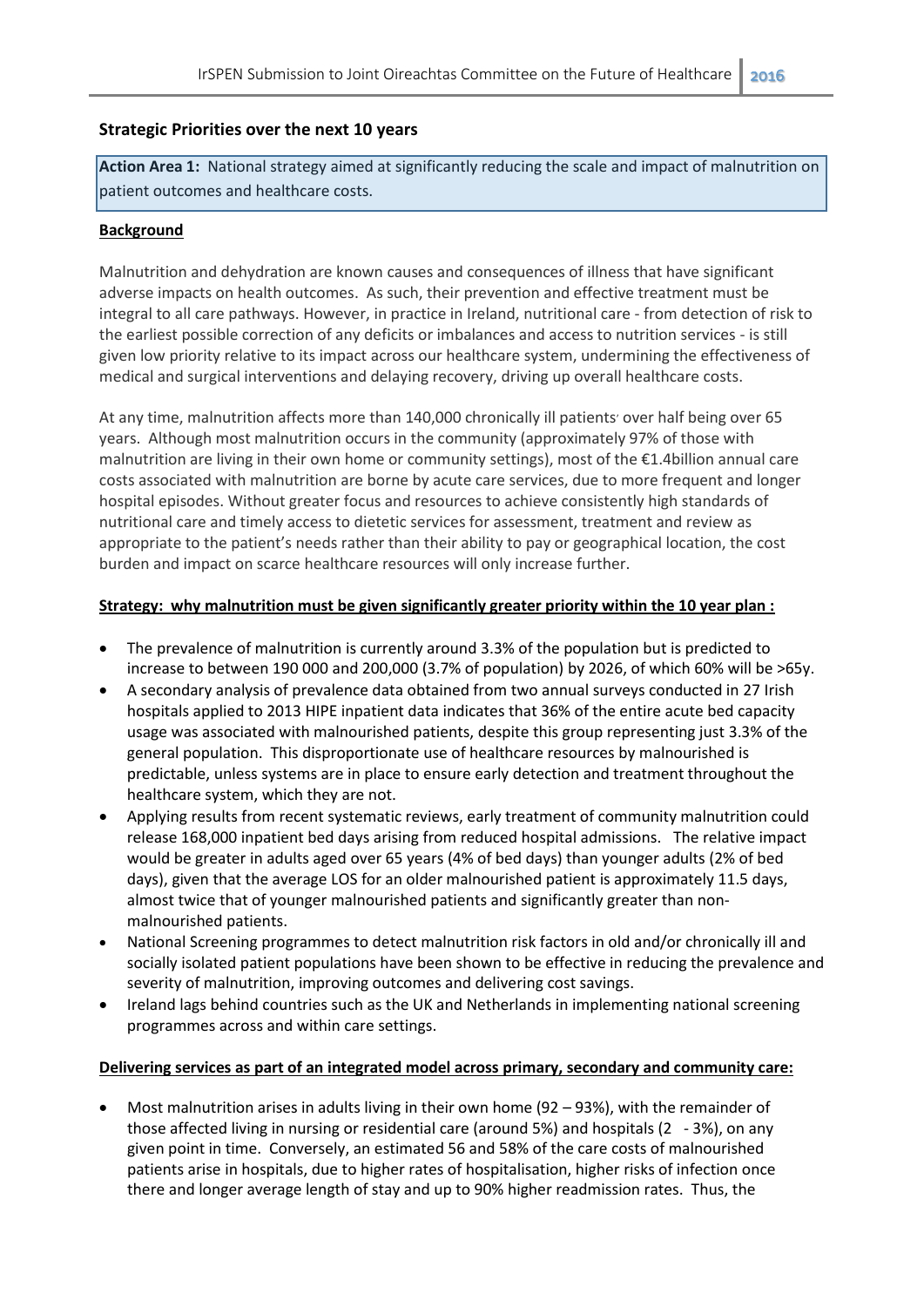## Strategic Priorities over the next 10 years

**Action Area 1:** National strategy aimed at significantly reducing the scale and impact of malnutrition on patient outcomes and healthcare costs.

**Background**

Malnutrition and dehydration are known causes and consequences of illness that have significant adverse impacts on health outcomes. As such, their prevention and effective treatment must be integral to all care pathways. However, in practice in Ireland, nutritional care - from detection of risk to the earliest possible correction of any deficits or imbalances and access to nutrition services - is still given low priority relative to its impact across our healthcare system, undermining the effectiveness of medical and surgical interventions and delaying recovery, driving up overall healthcare costs.

At any time, malnutrition affects more than 140,000 chronically ill patients' over half being over 65 years. Although most malnutrition occurs in the community (approximately 97% of those with malnutrition are living in their own home or community settings), most of the €1.4billion annual care costs associated with malnutrition are borne by acute care services, due to more frequent and longer hospital episodes. Without greater focus and resources to achieve consistently high standards of nutritional care and timely access to dietetic services for assessment, treatment and review as appropriate to the patient's needs rather than their ability to pay or geographical location, the cost burden and impact on scarce healthcare resources will only increase further.

**Strategy: why malnutrition must be given significantly greater priority within the 10 year plan :**

- The prevalence of malnutrition is currently around 3.3% of the population but is predicted to increase to between 190 000 and 200,000 (3.7% of population) by 2026, of which 60% will be >65y.
- A secondary analysis of prevalence data obtained from two annual surveys conducted in 27 Irish hospitals applied to 2013 HIPE inpatient data indicates that 36% of the entire acute bed capacity usage was associated with malnourished patients, despite this group representing just 3.3% of the general population. This disproportionate use of healthcare resources by malnourished is predictable, unless systems are in place to ensure early detection and treatment throughout the healthcare system, which they are not.
- Applying results from recent systematic reviews, early treatment of community malnutrition could release 168,000 inpatient bed days arising from reduced hospital admissions. The relative impact would be greater in adults aged over 65 years (4% of bed days) than younger adults (2% of bed days), given that the average LOS for an older malnourished patient is approximately 11.5 days, almost twice that of younger malnourished patients and significantly greater than non-malnourished patients.
- National Screening programmes to detect malnutrition risk factors in old and/or chronically ill and socially isolated patient populations have been shown to be effective in reducing the prevalence and severity of malnutrition, improving outcomes and delivering cost savings.
- Ireland lags behind countries such as the UK and Netherlands in implementing national screening programmes across and within care settings.

**Delivering services as part of an integrated model across primary, secondary and community care:**

- Most malnutrition arises in adults living in their own home (92 – 93%), with the remainder of those affected living in nursing or residential care (around 5%) and hospitals (2 - 3%), on any given point in time. Conversely, an estimated 56 and 58% of the care costs of malnourished patients arise in hospitals, due to higher rates of hospitalisation, higher risks of infection once there and longer average length of stay and up to 90% higher readmission rates. Thus, the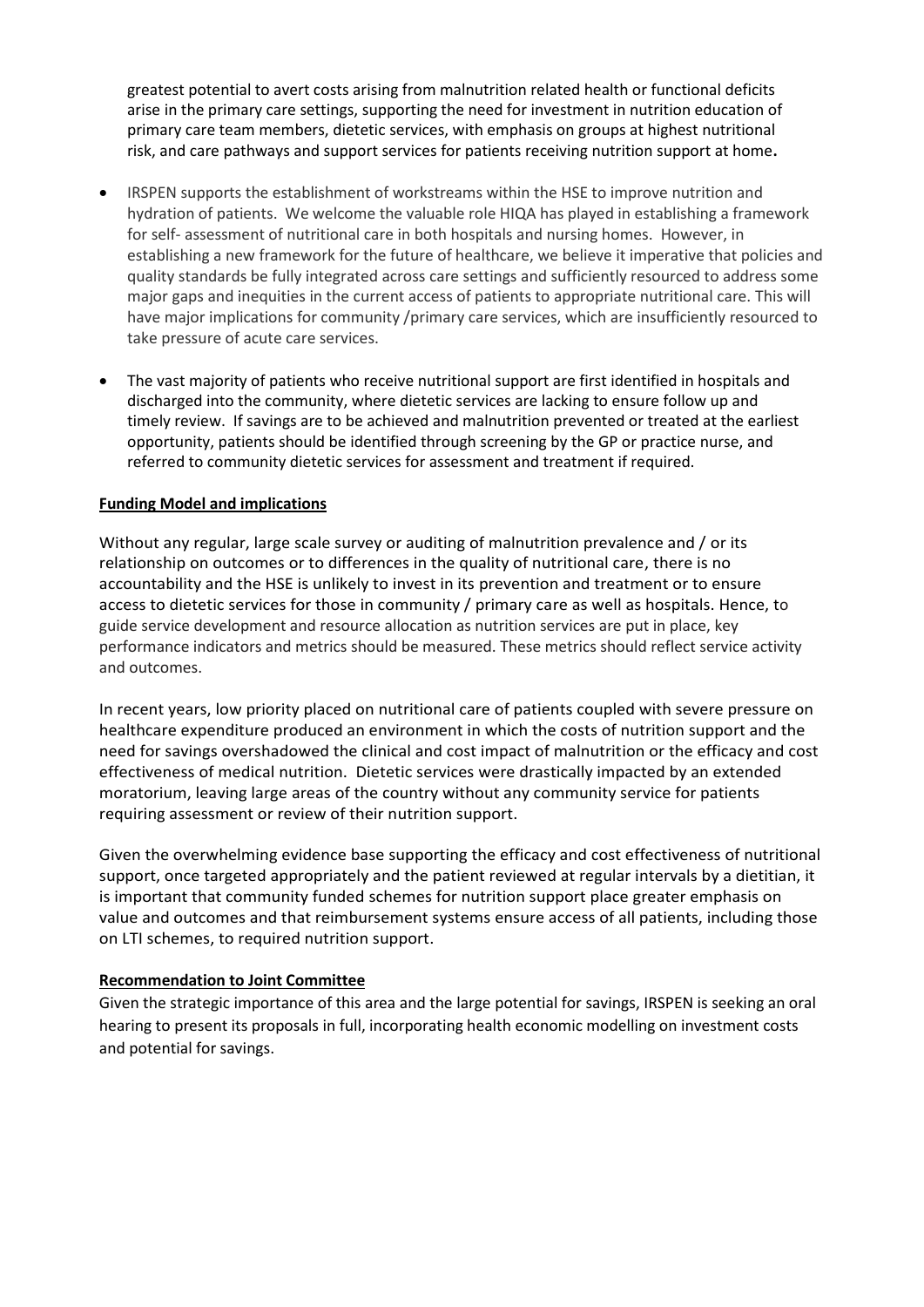greatest potential to avert costs arising from malnutrition related health or functional deficits arise in the primary care settings, supporting the need for investment in nutrition education of primary care team members, dietetic services, with emphasis on groups at highest nutritional risk, and care pathways and support services for patients receiving nutrition support at home**.**

- IRSPEN supports the establishment of workstreams within the HSE to improve nutrition and hydration of patients. We welcome the valuable role HIQA has played in establishing a framework for self- assessment of nutritional care in both hospitals and nursing homes. However, in establishing a new framework for the future of healthcare, we believe it imperative that policies and quality standards be fully integrated across care settings and sufficiently resourced to address some major gaps and inequities in the current access of patients to appropriate nutritional care. This will have major implications for community /primary care services, which are insufficiently resourced to take pressure of acute care services.

- The vast majority of patients who receive nutritional support are first identified in hospitals and discharged into the community, where dietetic services are lacking to ensure follow up and timely review. If savings are to be achieved and malnutrition prevented or treated at the earliest opportunity, patients should be identified through screening by the GP or practice nurse, and referred to community dietetic services for assessment and treatment if required.

**Funding Model and implications**

Without any regular, large scale survey or auditing of malnutrition prevalence and / or its relationship on outcomes or to differences in the quality of nutritional care, there is no accountability and the HSE is unlikely to invest in its prevention and treatment or to ensure access to dietetic services for those in community / primary care as well as hospitals. Hence, to guide service development and resource allocation as nutrition services are put in place, key performance indicators and metrics should be measured. These metrics should reflect service activity and outcomes.

In recent years, low priority placed on nutritional care of patients coupled with severe pressure on healthcare expenditure produced an environment in which the costs of nutrition support and the need for savings overshadowed the clinical and cost impact of malnutrition or the efficacy and cost effectiveness of medical nutrition. Dietetic services were drastically impacted by an extended moratorium, leaving large areas of the country without any community service for patients requiring assessment or review of their nutrition support.

Given the overwhelming evidence base supporting the efficacy and cost effectiveness of nutritional support, once targeted appropriately and the patient reviewed at regular intervals by a dietitian, it is important that community funded schemes for nutrition support place greater emphasis on value and outcomes and that reimbursement systems ensure access of all patients, including those on LTI schemes, to required nutrition support.

**Recommendation to Joint Committee**

Given the strategic importance of this area and the large potential for savings, IRSPEN is seeking an oral hearing to present its proposals in full, incorporating health economic modelling on investment costs and potential for savings.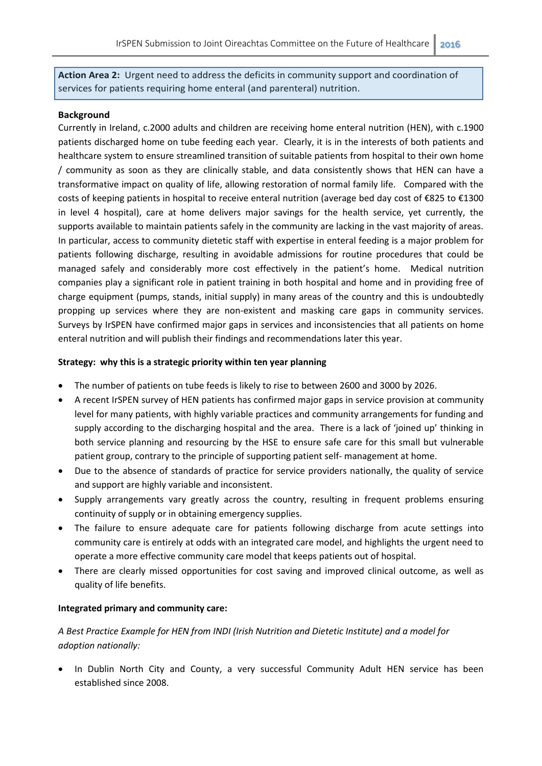**Action Area 2:** Urgent need to address the deficits in community support and coordination of services for patients requiring home enteral (and parenteral) nutrition.

**Background**

Currently in Ireland, c.2000 adults and children are receiving home enteral nutrition (HEN), with c.1900 patients discharged home on tube feeding each year. Clearly, it is in the interests of both patients and healthcare system to ensure streamlined transition of suitable patients from hospital to their own home / community as soon as they are clinically stable, and data consistently shows that HEN can have a transformative impact on quality of life, allowing restoration of normal family life. Compared with the costs of keeping patients in hospital to receive enteral nutrition (average bed day cost of €825 to €1300 in level 4 hospital), care at home delivers major savings for the health service, yet currently, the supports available to maintain patients safely in the community are lacking in the vast majority of areas. In particular, access to community dietetic staff with expertise in enteral feeding is a major problem for patients following discharge, resulting in avoidable admissions for routine procedures that could be managed safely and considerably more cost effectively in the patient's home. Medical nutrition companies play a significant role in patient training in both hospital and home and in providing free of charge equipment (pumps, stands, initial supply) in many areas of the country and this is undoubtedly propping up services where they are non-existent and masking care gaps in community services. Surveys by IrSPEN have confirmed major gaps in services and inconsistencies that all patients on home enteral nutrition and will publish their findings and recommendations later this year.

**Strategy: why this is a strategic priority within ten year planning**

- The number of patients on tube feeds is likely to rise to between 2600 and 3000 by 2026.
- A recent IrSPEN survey of HEN patients has confirmed major gaps in service provision at community level for many patients, with highly variable practices and community arrangements for funding and supply according to the discharging hospital and the area. There is a lack of 'joined up' thinking in both service planning and resourcing by the HSE to ensure safe care for this small but vulnerable patient group, contrary to the principle of supporting patient self- management at home.
- Due to the absence of standards of practice for service providers nationally, the quality of service and support are highly variable and inconsistent.
- Supply arrangements vary greatly across the country, resulting in frequent problems ensuring continuity of supply or in obtaining emergency supplies.
- The failure to ensure adequate care for patients following discharge from acute settings into community care is entirely at odds with an integrated care model, and highlights the urgent need to operate a more effective community care model that keeps patients out of hospital.
- There are clearly missed opportunities for cost saving and improved clinical outcome, as well as quality of life benefits.

**Integrated primary and community care:**

*A Best Practice Example for HEN from INDI (Irish Nutrition and Dietetic Institute) and a model for adoption nationally:*

- In Dublin North City and County, a very successful Community Adult HEN service has been established since 2008.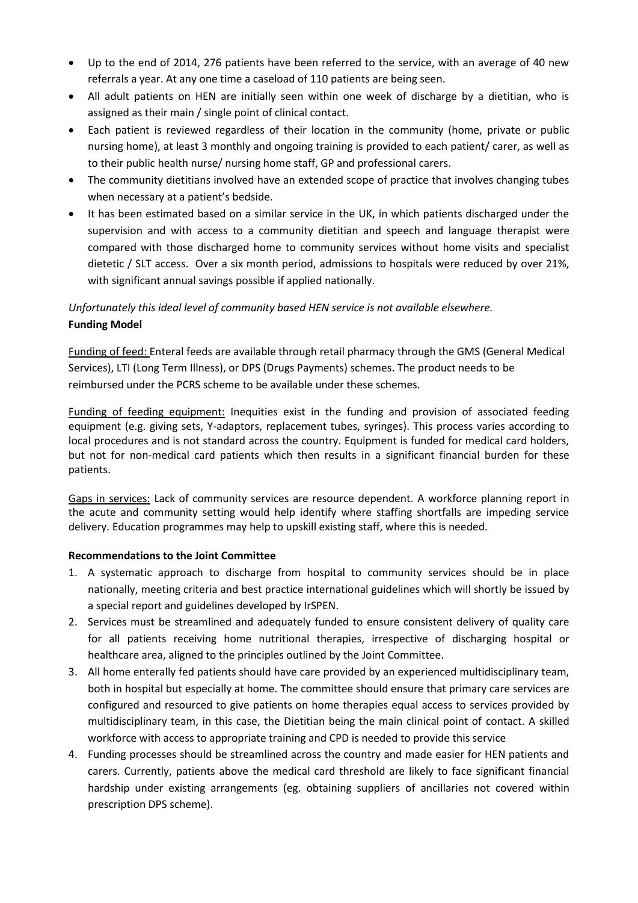- Up to the end of 2014, 276 patients have been referred to the service, with an average of 40 new referrals a year. At any one time a caseload of 110 patients are being seen.
- All adult patients on HEN are initially seen within one week of discharge by a dietitian, who is assigned as their main / single point of clinical contact.
- Each patient is reviewed regardless of their location in the community (home, private or public nursing home), at least 3 monthly and ongoing training is provided to each patient/ carer, as well as to their public health nurse/ nursing home staff, GP and professional carers.
- The community dietitians involved have an extended scope of practice that involves changing tubes when necessary at a patient's bedside.
- It has been estimated based on a similar service in the UK, in which patients discharged under the supervision and with access to a community dietitian and speech and language therapist were compared with those discharged home to community services without home visits and specialist dietetic / SLT access. Over a six month period, admissions to hospitals were reduced by over 21%, with significant annual savings possible if applied nationally.

*Unfortunately this ideal level of community based HEN service is not available elsewhere.*

**Funding Model**

Funding of feed: Enteral feeds are available through retail pharmacy through the GMS (General Medical Services), LTI (Long Term Illness), or DPS (Drugs Payments) schemes. The product needs to be reimbursed under the PCRS scheme to be available under these schemes.

Funding of feeding equipment: Inequities exist in the funding and provision of associated feeding equipment (e.g. giving sets, Y-adaptors, replacement tubes, syringes). This process varies according to local procedures and is not standard across the country. Equipment is funded for medical card holders, but not for non-medical card patients which then results in a significant financial burden for these patients.

Gaps in services: Lack of community services are resource dependent. A workforce planning report in the acute and community setting would help identify where staffing shortfalls are impeding service delivery. Education programmes may help to upskill existing staff, where this is needed.

**Recommendations to the Joint Committee**

1. A systematic approach to discharge from hospital to community services should be in place nationally, meeting criteria and best practice international guidelines which will shortly be issued by a special report and guidelines developed by IrSPEN.
2. Services must be streamlined and adequately funded to ensure consistent delivery of quality care for all patients receiving home nutritional therapies, irrespective of discharging hospital or healthcare area, aligned to the principles outlined by the Joint Committee.
3. All home enterally fed patients should have care provided by an experienced multidisciplinary team, both in hospital but especially at home. The committee should ensure that primary care services are configured and resourced to give patients on home therapies equal access to services provided by multidisciplinary team, in this case, the Dietitian being the main clinical point of contact. A skilled workforce with access to appropriate training and CPD is needed to provide this service
4. Funding processes should be streamlined across the country and made easier for HEN patients and carers. Currently, patients above the medical card threshold are likely to face significant financial hardship under existing arrangements (eg. obtaining suppliers of ancillaries not covered within prescription DPS scheme).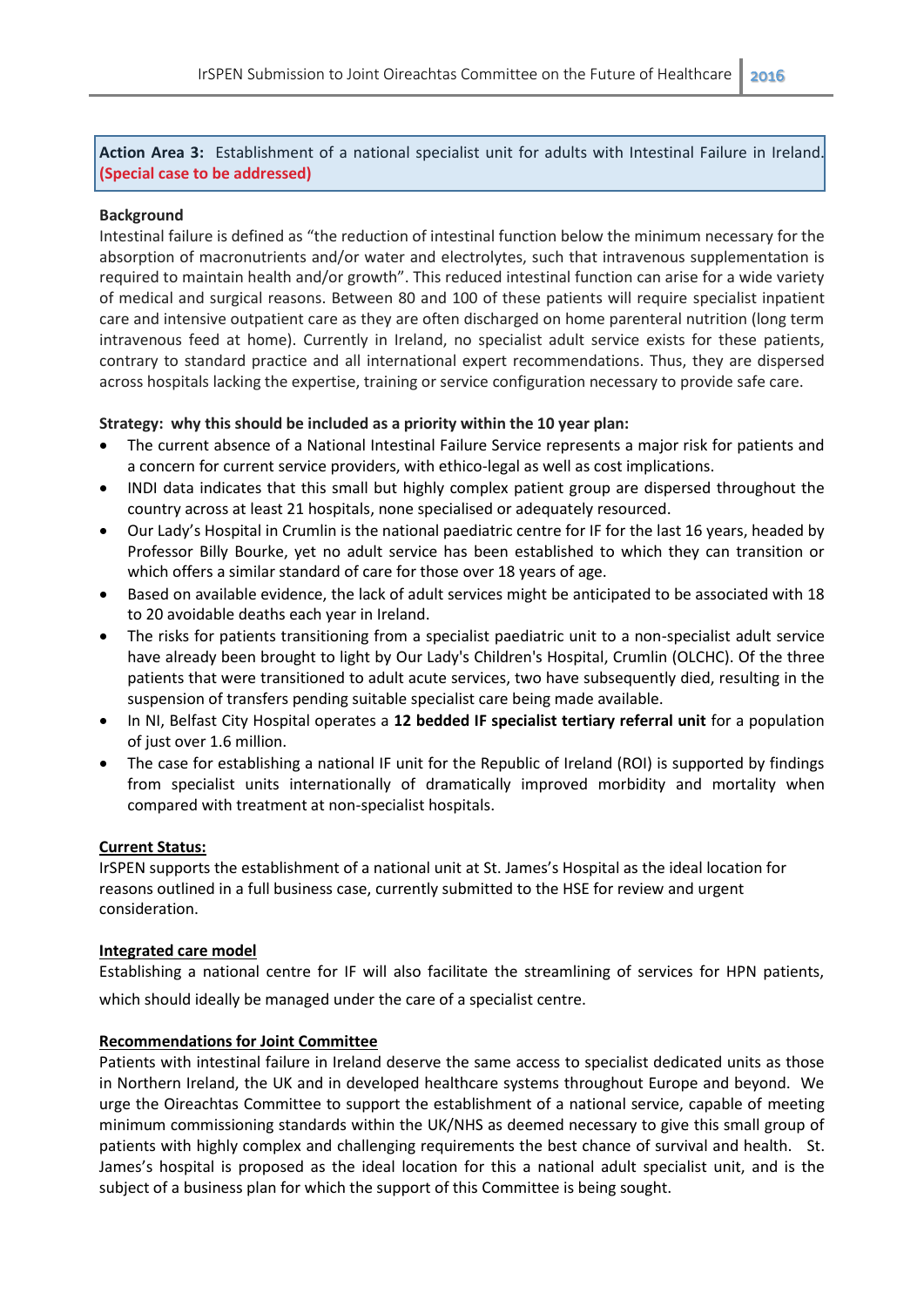**Action Area 3:** Establishment of a national specialist unit for adults with Intestinal Failure in Ireland. **(Special case to be addressed)**

**Background**

Intestinal failure is defined as "the reduction of intestinal function below the minimum necessary for the absorption of macronutrients and/or water and electrolytes, such that intravenous supplementation is required to maintain health and/or growth". This reduced intestinal function can arise for a wide variety of medical and surgical reasons. Between 80 and 100 of these patients will require specialist inpatient care and intensive outpatient care as they are often discharged on home parenteral nutrition (long term intravenous feed at home). Currently in Ireland, no specialist adult service exists for these patients, contrary to standard practice and all international expert recommendations. Thus, they are dispersed across hospitals lacking the expertise, training or service configuration necessary to provide safe care.

**Strategy: why this should be included as a priority within the 10 year plan:**

- The current absence of a National Intestinal Failure Service represents a major risk for patients and a concern for current service providers, with ethico-legal as well as cost implications.
- INDI data indicates that this small but highly complex patient group are dispersed throughout the country across at least 21 hospitals, none specialised or adequately resourced.
- Our Lady's Hospital in Crumlin is the national paediatric centre for IF for the last 16 years, headed by Professor Billy Bourke, yet no adult service has been established to which they can transition or which offers a similar standard of care for those over 18 years of age.
- Based on available evidence, the lack of adult services might be anticipated to be associated with 18 to 20 avoidable deaths each year in Ireland.
- The risks for patients transitioning from a specialist paediatric unit to a non-specialist adult service have already been brought to light by Our Lady's Children's Hospital, Crumlin (OLCHC). Of the three patients that were transitioned to adult acute services, two have subsequently died, resulting in the suspension of transfers pending suitable specialist care being made available.
- In NI, Belfast City Hospital operates a **12 bedded IF specialist tertiary referral unit** for a population of just over 1.6 million.
- The case for establishing a national IF unit for the Republic of Ireland (ROI) is supported by findings from specialist units internationally of dramatically improved morbidity and mortality when compared with treatment at non-specialist hospitals.

**Current Status:**

IrSPEN supports the establishment of a national unit at St. James's Hospital as the ideal location for reasons outlined in a full business case, currently submitted to the HSE for review and urgent consideration.

**Integrated care model**

Establishing a national centre for IF will also facilitate the streamlining of services for HPN patients, which should ideally be managed under the care of a specialist centre.

**Recommendations for Joint Committee**

Patients with intestinal failure in Ireland deserve the same access to specialist dedicated units as those in Northern Ireland, the UK and in developed healthcare systems throughout Europe and beyond. We urge the Oireachtas Committee to support the establishment of a national service, capable of meeting minimum commissioning standards within the UK/NHS as deemed necessary to give this small group of patients with highly complex and challenging requirements the best chance of survival and health. St. James's hospital is proposed as the ideal location for this a national adult specialist unit, and is the subject of a business plan for which the support of this Committee is being sought.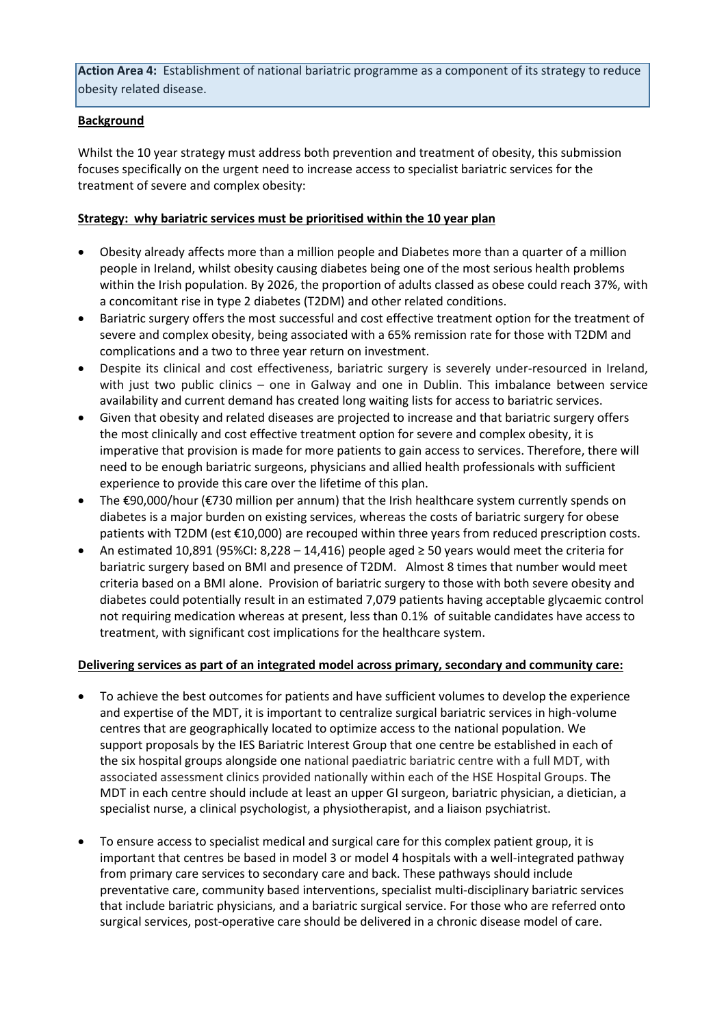**Action Area 4:** Establishment of national bariatric programme as a component of its strategy to reduce obesity related disease.

**Background**

Whilst the 10 year strategy must address both prevention and treatment of obesity, this submission focuses specifically on the urgent need to increase access to specialist bariatric services for the treatment of severe and complex obesity:

**Strategy: why bariatric services must be prioritised within the 10 year plan**

- Obesity already affects more than a million people and Diabetes more than a quarter of a million people in Ireland, whilst obesity causing diabetes being one of the most serious health problems within the Irish population. By 2026, the proportion of adults classed as obese could reach 37%, with a concomitant rise in type 2 diabetes (T2DM) and other related conditions.
- Bariatric surgery offers the most successful and cost effective treatment option for the treatment of severe and complex obesity, being associated with a 65% remission rate for those with T2DM and complications and a two to three year return on investment.
- Despite its clinical and cost effectiveness, bariatric surgery is severely under-resourced in Ireland, with just two public clinics – one in Galway and one in Dublin. This imbalance between service availability and current demand has created long waiting lists for access to bariatric services.
- Given that obesity and related diseases are projected to increase and that bariatric surgery offers the most clinically and cost effective treatment option for severe and complex obesity, it is imperative that provision is made for more patients to gain access to services. Therefore, there will need to be enough bariatric surgeons, physicians and allied health professionals with sufficient experience to provide this care over the lifetime of this plan.
- The €90,000/hour (€730 million per annum) that the Irish healthcare system currently spends on diabetes is a major burden on existing services, whereas the costs of bariatric surgery for obese patients with T2DM (est €10,000) are recouped within three years from reduced prescription costs.
- An estimated 10,891 (95%CI: 8,228 – 14,416) people aged ≥ 50 years would meet the criteria for bariatric surgery based on BMI and presence of T2DM. Almost 8 times that number would meet criteria based on a BMI alone. Provision of bariatric surgery to those with both severe obesity and diabetes could potentially result in an estimated 7,079 patients having acceptable glycaemic control not requiring medication whereas at present, less than 0.1% of suitable candidates have access to treatment, with significant cost implications for the healthcare system.

**Delivering services as part of an integrated model across primary, secondary and community care:**

- To achieve the best outcomes for patients and have sufficient volumes to develop the experience and expertise of the MDT, it is important to centralize surgical bariatric services in high-volume centres that are geographically located to optimize access to the national population. We support proposals by the IES Bariatric Interest Group that one centre be established in each of the six hospital groups alongside one national paediatric bariatric centre with a full MDT, with associated assessment clinics provided nationally within each of the HSE Hospital Groups. The MDT in each centre should include at least an upper GI surgeon, bariatric physician, a dietician, a specialist nurse, a clinical psychologist, a physiotherapist, and a liaison psychiatrist.
- To ensure access to specialist medical and surgical care for this complex patient group, it is important that centres be based in model 3 or model 4 hospitals with a well-integrated pathway from primary care services to secondary care and back. These pathways should include preventative care, community based interventions, specialist multi-disciplinary bariatric services that include bariatric physicians, and a bariatric surgical service. For those who are referred onto surgical services, post-operative care should be delivered in a chronic disease model of care.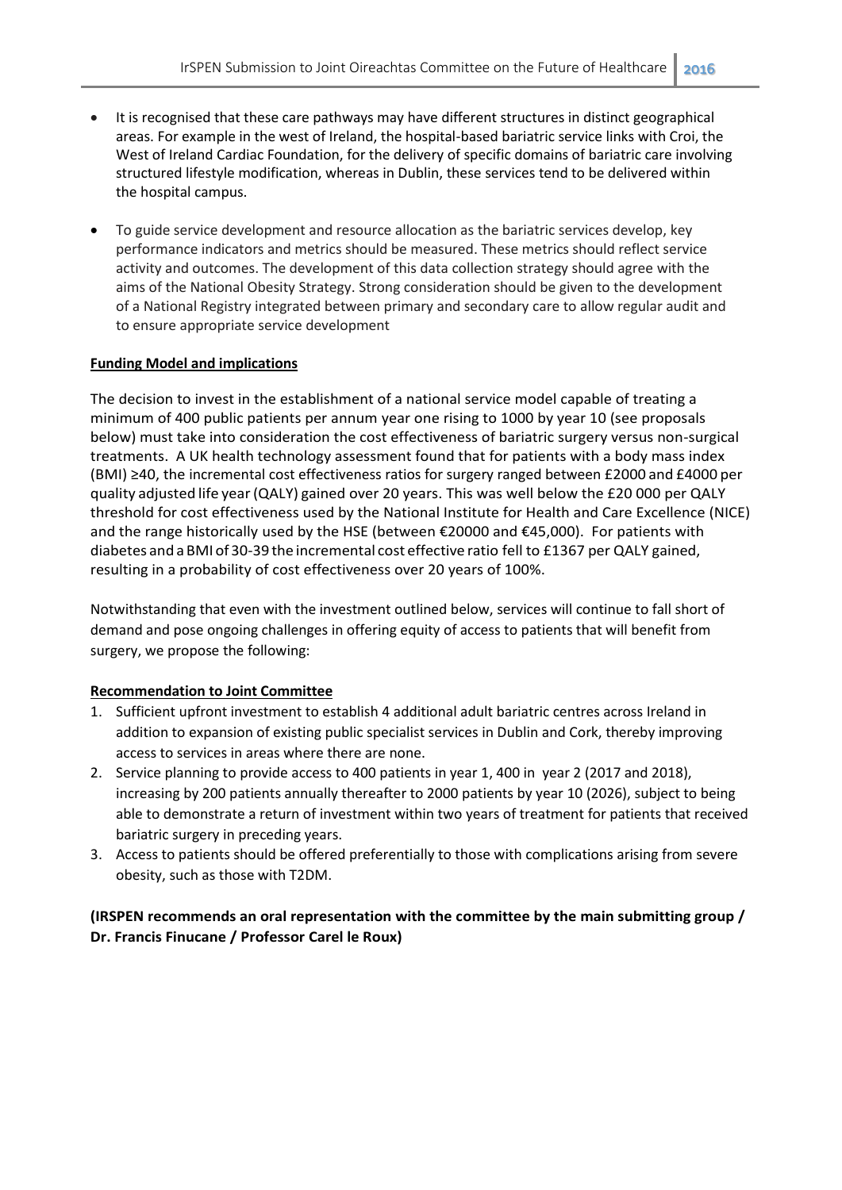- It is recognised that these care pathways may have different structures in distinct geographical areas. For example in the west of Ireland, the hospital-based bariatric service links with Croi, the West of Ireland Cardiac Foundation, for the delivery of specific domains of bariatric care involving structured lifestyle modification, whereas in Dublin, these services tend to be delivered within the hospital campus.

- To guide service development and resource allocation as the bariatric services develop, key performance indicators and metrics should be measured. These metrics should reflect service activity and outcomes. The development of this data collection strategy should agree with the aims of the National Obesity Strategy. Strong consideration should be given to the development of a National Registry integrated between primary and secondary care to allow regular audit and to ensure appropriate service development

**Funding Model and implications**

The decision to invest in the establishment of a national service model capable of treating a minimum of 400 public patients per annum year one rising to 1000 by year 10 (see proposals below) must take into consideration the cost effectiveness of bariatric surgery versus non-surgical treatments. A UK health technology assessment found that for patients with a body mass index (BMI) ≥40, the incremental cost effectiveness ratios for surgery ranged between £2000 and £4000 per quality adjusted life year (QALY) gained over 20 years. This was well below the £20 000 per QALY threshold for cost effectiveness used by the National Institute for Health and Care Excellence (NICE) and the range historically used by the HSE (between €20000 and €45,000). For patients with diabetes and a BMI of 30-39 the incremental cost effective ratio fell to £1367 per QALY gained, resulting in a probability of cost effectiveness over 20 years of 100%.

Notwithstanding that even with the investment outlined below, services will continue to fall short of demand and pose ongoing challenges in offering equity of access to patients that will benefit from surgery, we propose the following:

**Recommendation to Joint Committee**

1. Sufficient upfront investment to establish 4 additional adult bariatric centres across Ireland in addition to expansion of existing public specialist services in Dublin and Cork, thereby improving access to services in areas where there are none.
2. Service planning to provide access to 400 patients in year 1, 400 in year 2 (2017 and 2018), increasing by 200 patients annually thereafter to 2000 patients by year 10 (2026), subject to being able to demonstrate a return of investment within two years of treatment for patients that received bariatric surgery in preceding years.
3. Access to patients should be offered preferentially to those with complications arising from severe obesity, such as those with T2DM.

**(IRSPEN recommends an oral representation with the committee by the main submitting group / Dr. Francis Finucane / Professor Carel le Roux)**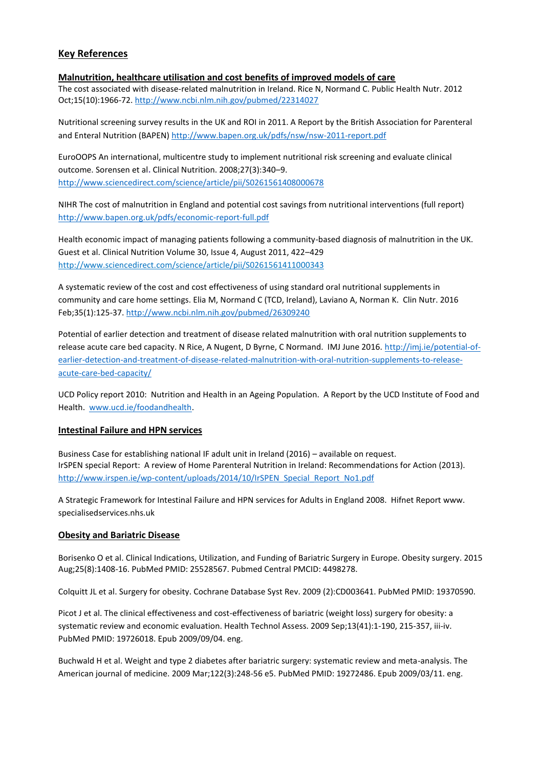## Key References

### Malnutrition, healthcare utilisation and cost benefits of improved models of care

The cost associated with disease-related malnutrition in Ireland. Rice N, Normand C. Public Health Nutr. 2012 Oct;15(10):1966-72. http://www.ncbi.nlm.nih.gov/pubmed/22314027

Nutritional screening survey results in the UK and ROI in 2011. A Report by the British Association for Parenteral and Enteral Nutrition (BAPEN) http://www.bapen.org.uk/pdfs/nsw/nsw-2011-report.pdf

EuroOOPS An international, multicentre study to implement nutritional risk screening and evaluate clinical outcome. Sorensen et al. Clinical Nutrition. 2008;27(3):340–9. http://www.sciencedirect.com/science/article/pii/S0261561408000678

NIHR The cost of malnutrition in England and potential cost savings from nutritional interventions (full report) http://www.bapen.org.uk/pdfs/economic-report-full.pdf

Health economic impact of managing patients following a community-based diagnosis of malnutrition in the UK. Guest et al. Clinical Nutrition Volume 30, Issue 4, August 2011, 422–429 http://www.sciencedirect.com/science/article/pii/S0261561411000343

A systematic review of the cost and cost effectiveness of using standard oral nutritional supplements in community and care home settings. Elia M, Normand C (TCD, Ireland), Laviano A, Norman K. Clin Nutr. 2016 Feb;35(1):125-37. http://www.ncbi.nlm.nih.gov/pubmed/26309240

Potential of earlier detection and treatment of disease related malnutrition with oral nutrition supplements to release acute care bed capacity. N Rice, A Nugent, D Byrne, C Normand. IMJ June 2016. http://imj.ie/potential-of-earlier-detection-and-treatment-of-disease-related-malnutrition-with-oral-nutrition-supplements-to-release-acute-care-bed-capacity/

UCD Policy report 2010: Nutrition and Health in an Ageing Population. A Report by the UCD Institute of Food and Health. www.ucd.ie/foodandhealth.

### Intestinal Failure and HPN services

Business Case for establishing national IF adult unit in Ireland (2016) – available on request.
IrSPEN special Report: A review of Home Parenteral Nutrition in Ireland: Recommendations for Action (2013). http://www.irspen.ie/wp-content/uploads/2014/10/IrSPEN_Special_Report_No1.pdf

A Strategic Framework for Intestinal Failure and HPN services for Adults in England 2008. Hifnet Report www. specialisedservices.nhs.uk

### Obesity and Bariatric Disease

Borisenko O et al. Clinical Indications, Utilization, and Funding of Bariatric Surgery in Europe. Obesity surgery. 2015 Aug;25(8):1408-16. PubMed PMID: 25528567. Pubmed Central PMCID: 4498278.

Colquitt JL et al. Surgery for obesity. Cochrane Database Syst Rev. 2009 (2):CD003641. PubMed PMID: 19370590.

Picot J et al. The clinical effectiveness and cost-effectiveness of bariatric (weight loss) surgery for obesity: a systematic review and economic evaluation. Health Technol Assess. 2009 Sep;13(41):1-190, 215-357, iii-iv. PubMed PMID: 19726018. Epub 2009/09/04. eng.

Buchwald H et al. Weight and type 2 diabetes after bariatric surgery: systematic review and meta-analysis. The American journal of medicine. 2009 Mar;122(3):248-56 e5. PubMed PMID: 19272486. Epub 2009/03/11. eng.